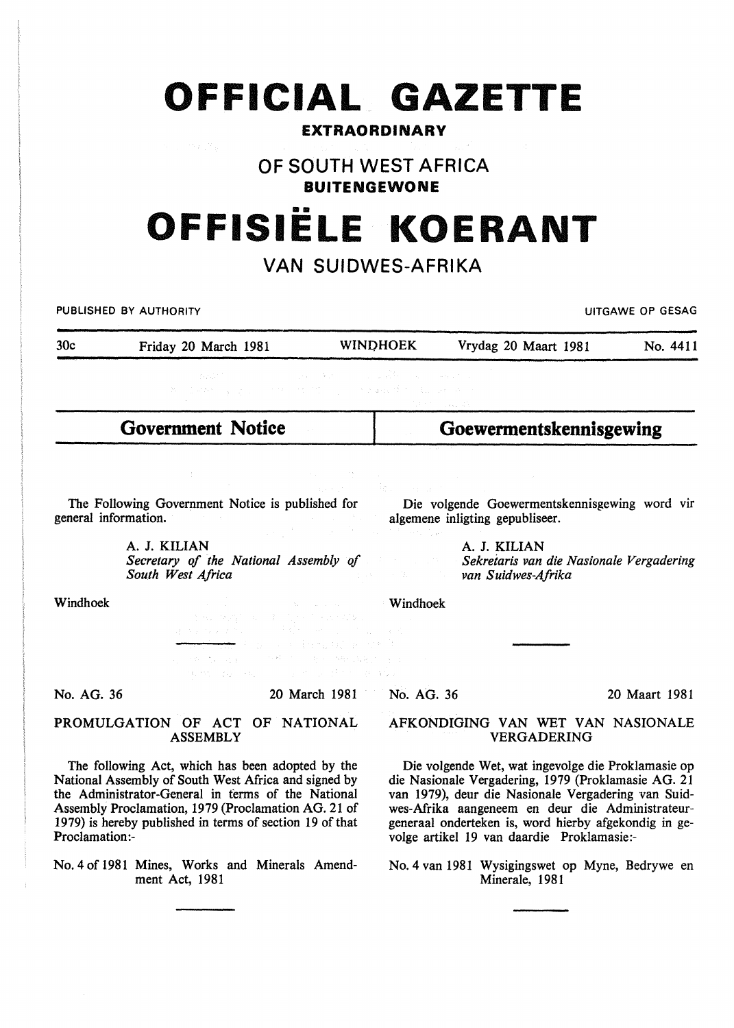# OFFICIAL GAZETTE

**EXTRAORDINARY**

## OF SOUTH WEST AFRICA

**BUITENGEWONE**

# OFFISIËLE KOERANT

## VAN SUIDWES-AFRIKA

PUBLISHED BY AUTHORITY — UITGAWE OP GESAG

30c — Friday 20 March 1981 — WINDHOEK — Vrydag 20 Maart 1981 — No. 4411

## Government Notice

The Following Government Notice is published for general information.

A. J. KILIAN
*Secretary of the National Assembly of South West Africa*

Windhoek

No. AG. 36 — 20 March 1981

### PROMULGATION OF ACT OF NATIONAL ASSEMBLY

The following Act, which has been adopted by the National Assembly of South West Africa and signed by the Administrator-General in terms of the National Assembly Proclamation, 1979 (Proclamation AG. 21 of 1979) is hereby published in terms of section 19 of that Proclamation:-

No. 4 of 1981 Mines, Works and Minerals Amendment Act, 1981

## Goewermentskennisgewing

Die volgende Goewermentskennisgewing word vir algemene inligting gepubliseer.

A. J. KILIAN
*Sekretaris van die Nasionale Vergadering van Suidwes-Afrika*

Windhoek

No. AG. 36 — 20 Maart 1981

### AFKONDIGING VAN WET VAN NASIONALE VERGADERING

Die volgende Wet, wat ingevolge die Proklamasie op die Nasionale Vergadering, 1979 (Proklamasie AG. 21 van 1979), deur die Nasionale Vergadering van Suidwes-Afrika aangeneem en deur die Administrateur-generaal onderteken is, word hierby afgekondig in gevolge artikel 19 van daardie Proklamasie:-

No. 4 van 1981 Wysigingswet op Myne, Bedrywe en Minerale, 1981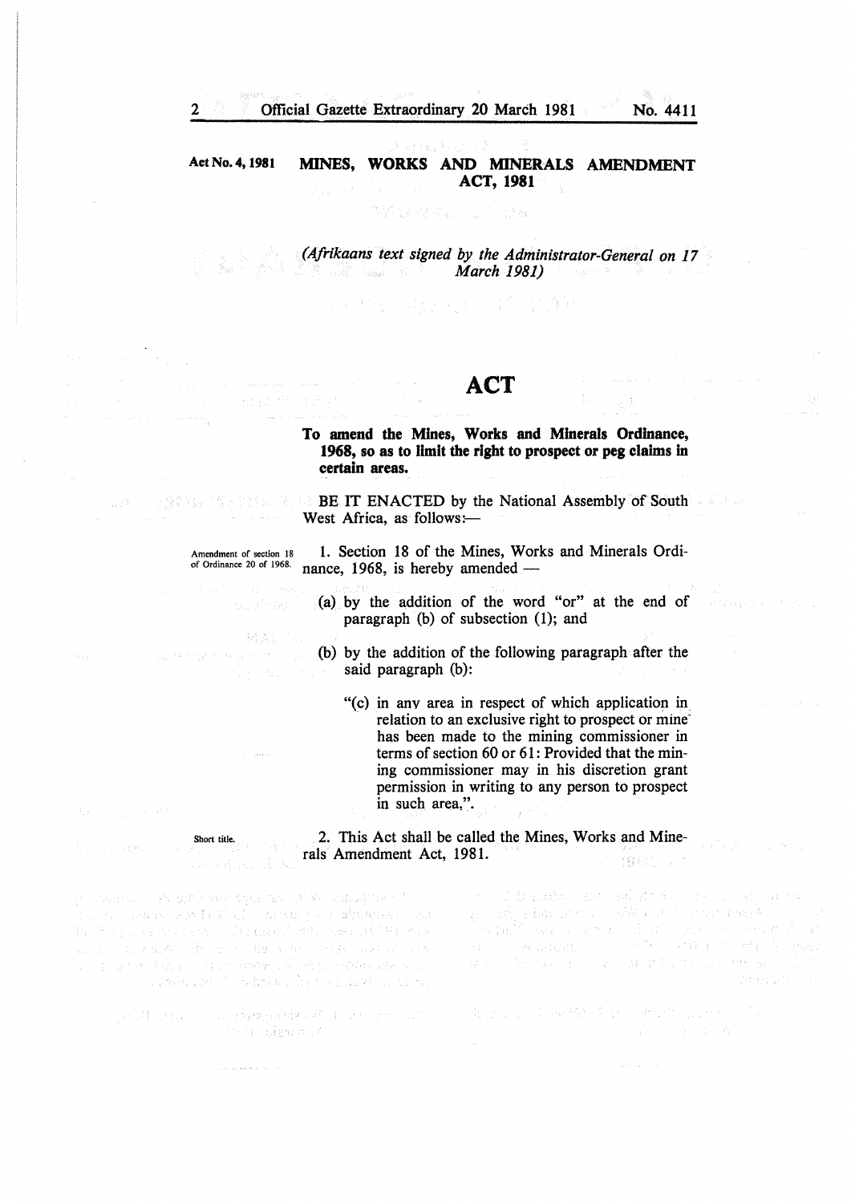**Act No. 4, 1981** **MINES, WORKS AND MINERALS AMENDMENT ACT, 1981**

*(Afrikaans text signed by the Administrator-General on 17 March 1981)*

# ACT

**To amend the Mines, Works and Minerals Ordinance, 1968, so as to limit the right to prospect or peg claims in certain areas.**

BE IT ENACTED by the National Assembly of South West Africa, as follows:—

*Amendment of section 18 of Ordinance 20 of 1968.*

1. Section 18 of the Mines, Works and Minerals Ordinance, 1968, is hereby amended —

   (a) by the addition of the word "or" at the end of paragraph (b) of subsection (1); and

   (b) by the addition of the following paragraph after the said paragraph (b):

      "(c) in any area in respect of which application in relation to an exclusive right to prospect or mine has been made to the mining commissioner in terms of section 60 or 61: Provided that the mining commissioner may in his discretion grant permission in writing to any person to prospect in such area,".

*Short title.*

2. This Act shall be called the Mines, Works and Minerals Amendment Act, 1981.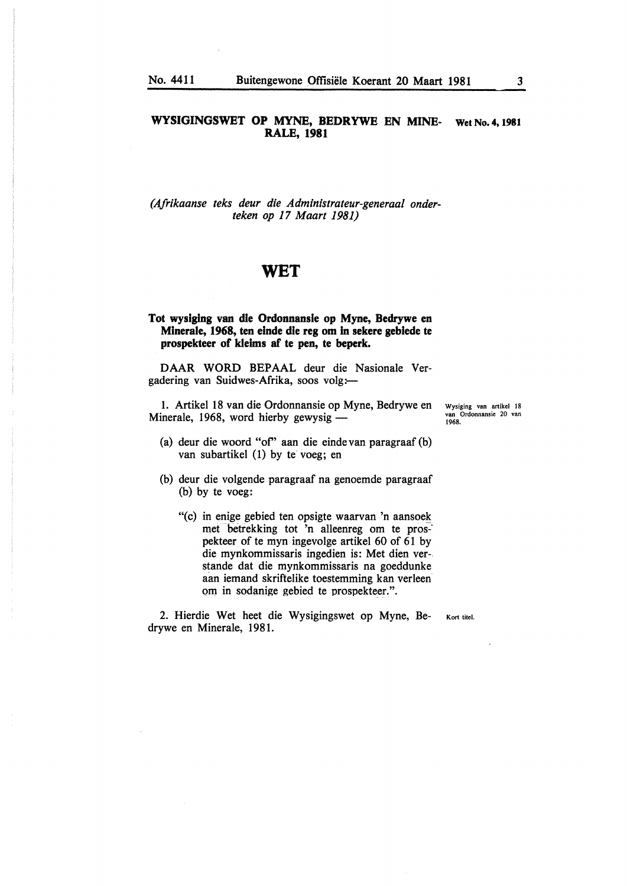## WYSIGINGSWET OP MYNE, BEDRYWE EN MINERALE, 1981

**Wet No. 4, 1981**

*(Afrikaanse teks deur die Administrateur-generaal onderteken op 17 Maart 1981)*

# WET

**Tot wysiging van die Ordonnansie op Myne, Bedrywe en Minerale, 1968, ten einde die reg om in sekere gebiede te prospekteer of kleims af te pen, te beperk.**

DAAR WORD BEPAAL deur die Nasionale Vergadering van Suidwes-Afrika, soos volg:—

Wysiging van artikel 18 van Ordonnansie 20 van 1968.

1. Artikel 18 van die Ordonnansie op Myne, Bedrywe en Minerale, 1968, word hierby gewysig —

(a) deur die woord "of" aan die einde van paragraaf (b) van subartikel (1) by te voeg; en

(b) deur die volgende paragraaf na genoemde paragraaf (b) by te voeg:

"(c) in enige gebied ten opsigte waarvan 'n aansoek met betrekking tot 'n alleenreg om te prospekteer of te myn ingevolge artikel 60 of 61 by die mynkommissaris ingedien is: Met dien verstande dat die mynkommissaris na goeddunke aan iemand skriftelike toestemming kan verleen om in sodanige gebied te prospekteer.".

Kort titel.

2. Hierdie Wet heet die Wysigingswet op Myne, Bedrywe en Minerale, 1981.